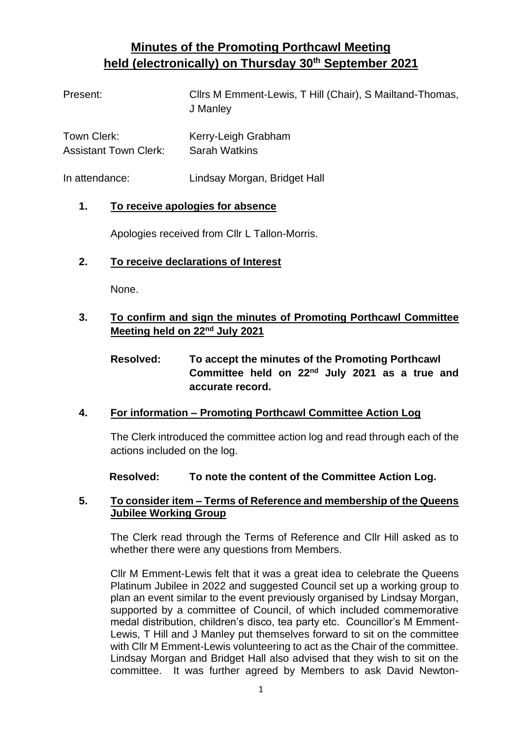# Minutes of the Promoting Porthcawl Meeting held (electronically) on Thursday 30th September 2021

| | |
|---|---|
| Present: | Cllrs M Emment-Lewis, T Hill (Chair), S Mailtand-Thomas, J Manley |
| Town Clerk: | Kerry-Leigh Grabham |
| Assistant Town Clerk: | Sarah Watkins |
| In attendance: | Lindsay Morgan, Bridget Hall |

## 1. To receive apologies for absence

Apologies received from Cllr L Tallon-Morris.

## 2. To receive declarations of Interest

None.

## 3. To confirm and sign the minutes of Promoting Porthcawl Committee Meeting held on 22nd July 2021

**Resolved: To accept the minutes of the Promoting Porthcawl Committee held on 22nd July 2021 as a true and accurate record.**

## 4. For information – Promoting Porthcawl Committee Action Log

The Clerk introduced the committee action log and read through each of the actions included on the log.

**Resolved: To note the content of the Committee Action Log.**

## 5. To consider item – Terms of Reference and membership of the Queens Jubilee Working Group

The Clerk read through the Terms of Reference and Cllr Hill asked as to whether there were any questions from Members.

Cllr M Emment-Lewis felt that it was a great idea to celebrate the Queens Platinum Jubilee in 2022 and suggested Council set up a working group to plan an event similar to the event previously organised by Lindsay Morgan, supported by a committee of Council, of which included commemorative medal distribution, children's disco, tea party etc. Councillor's M Emment-Lewis, T Hill and J Manley put themselves forward to sit on the committee with Cllr M Emment-Lewis volunteering to act as the Chair of the committee. Lindsay Morgan and Bridget Hall also advised that they wish to sit on the committee. It was further agreed by Members to ask David Newton-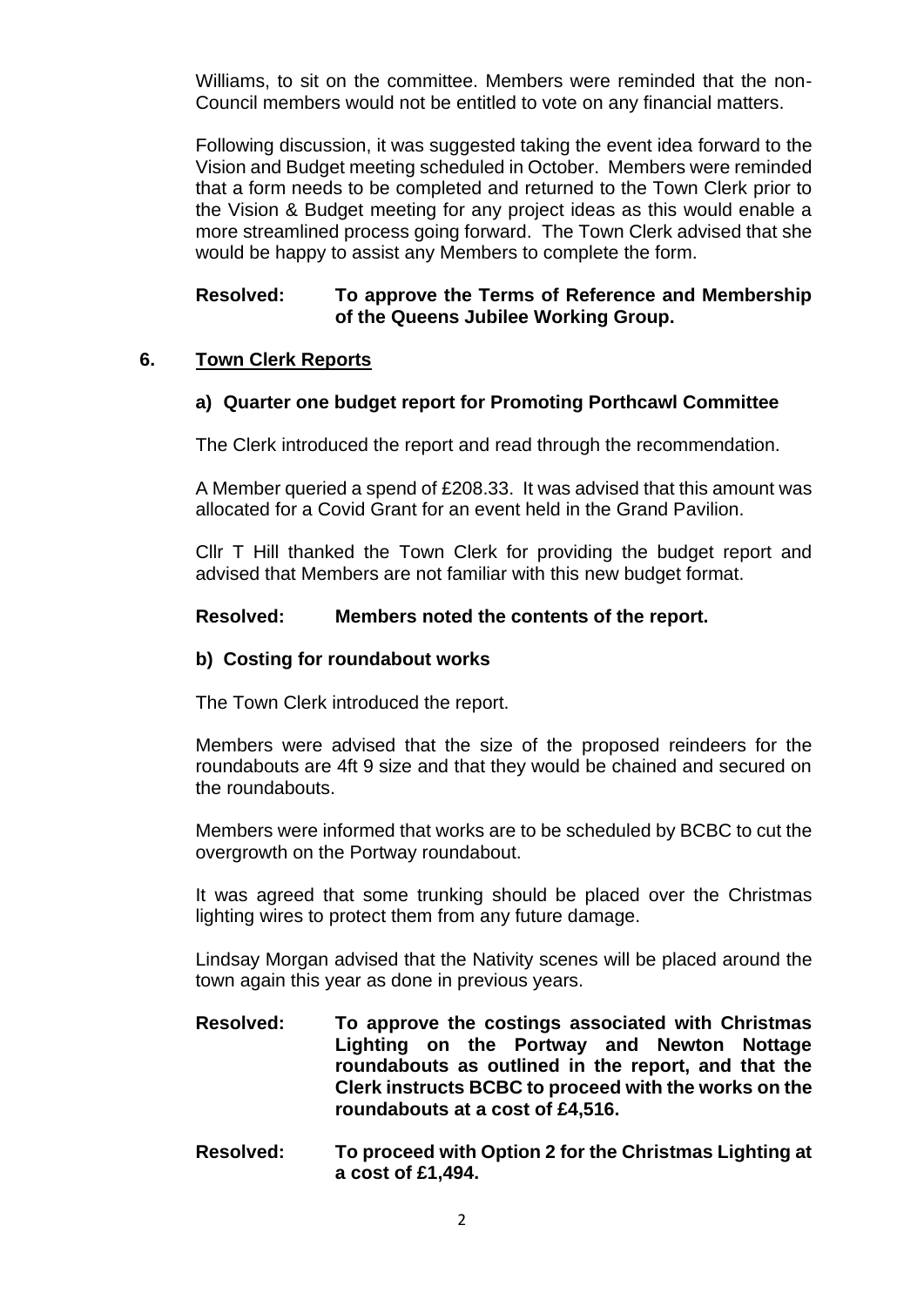Williams, to sit on the committee. Members were reminded that the non-Council members would not be entitled to vote on any financial matters.

Following discussion, it was suggested taking the event idea forward to the Vision and Budget meeting scheduled in October. Members were reminded that a form needs to be completed and returned to the Town Clerk prior to the Vision & Budget meeting for any project ideas as this would enable a more streamlined process going forward. The Town Clerk advised that she would be happy to assist any Members to complete the form.

**Resolved: To approve the Terms of Reference and Membership of the Queens Jubilee Working Group.**

## 6. <u>Town Clerk Reports</u>

### a) Quarter one budget report for Promoting Porthcawl Committee

The Clerk introduced the report and read through the recommendation.

A Member queried a spend of £208.33. It was advised that this amount was allocated for a Covid Grant for an event held in the Grand Pavilion.

Cllr T Hill thanked the Town Clerk for providing the budget report and advised that Members are not familiar with this new budget format.

**Resolved: Members noted the contents of the report.**

### b) Costing for roundabout works

The Town Clerk introduced the report.

Members were advised that the size of the proposed reindeers for the roundabouts are 4ft 9 size and that they would be chained and secured on the roundabouts.

Members were informed that works are to be scheduled by BCBC to cut the overgrowth on the Portway roundabout.

It was agreed that some trunking should be placed over the Christmas lighting wires to protect them from any future damage.

Lindsay Morgan advised that the Nativity scenes will be placed around the town again this year as done in previous years.

**Resolved: To approve the costings associated with Christmas Lighting on the Portway and Newton Nottage roundabouts as outlined in the report, and that the Clerk instructs BCBC to proceed with the works on the roundabouts at a cost of £4,516.**

**Resolved: To proceed with Option 2 for the Christmas Lighting at a cost of £1,494.**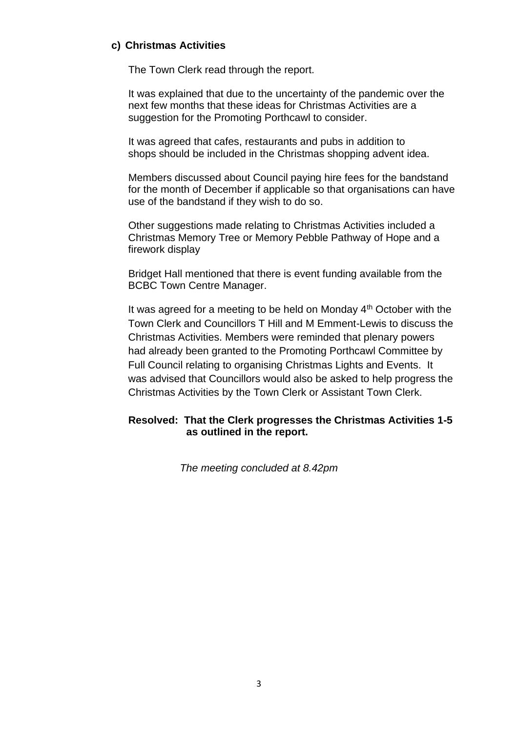### c) Christmas Activities

The Town Clerk read through the report.

It was explained that due to the uncertainty of the pandemic over the next few months that these ideas for Christmas Activities are a suggestion for the Promoting Porthcawl to consider.

It was agreed that cafes, restaurants and pubs in addition to shops should be included in the Christmas shopping advent idea.

Members discussed about Council paying hire fees for the bandstand for the month of December if applicable so that organisations can have use of the bandstand if they wish to do so.

Other suggestions made relating to Christmas Activities included a Christmas Memory Tree or Memory Pebble Pathway of Hope and a firework display

Bridget Hall mentioned that there is event funding available from the BCBC Town Centre Manager.

It was agreed for a meeting to be held on Monday 4th October with the Town Clerk and Councillors T Hill and M Emment-Lewis to discuss the Christmas Activities. Members were reminded that plenary powers had already been granted to the Promoting Porthcawl Committee by Full Council relating to organising Christmas Lights and Events. It was advised that Councillors would also be asked to help progress the Christmas Activities by the Town Clerk or Assistant Town Clerk.

**Resolved: That the Clerk progresses the Christmas Activities 1-5 as outlined in the report.**

*The meeting concluded at 8.42pm*